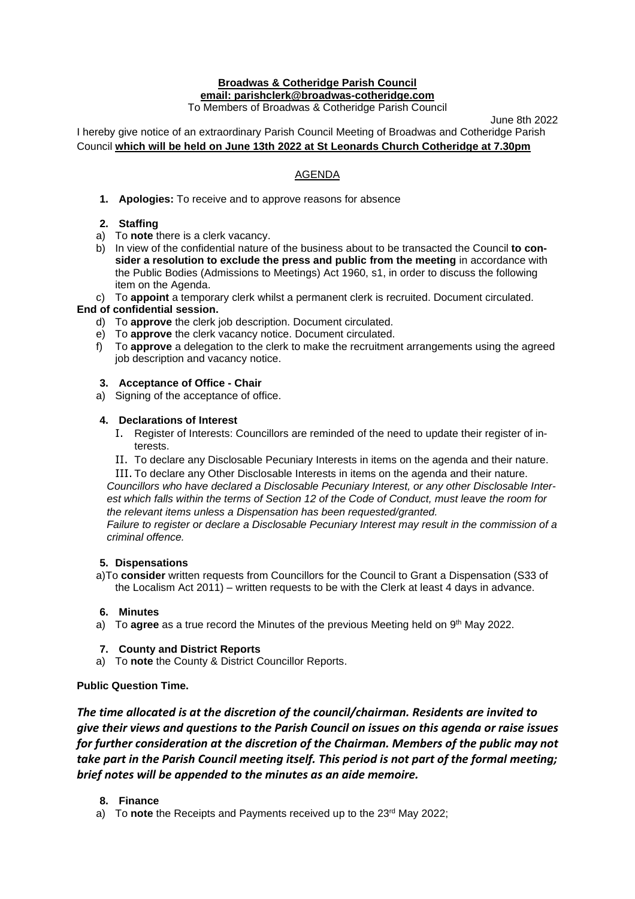**Broadwas & Cotheridge Parish Council**
**email: parishclerk@broadwas-cotheridge.com**
To Members of Broadwas & Cotheridge Parish Council

June 8th 2022

I hereby give notice of an extraordinary Parish Council Meeting of Broadwas and Cotheridge Parish Council **which will be held on June 13th 2022 at St Leonards Church Cotheridge at 7.30pm**

## AGENDA

**1. Apologies:** To receive and to approve reasons for absence

**2. Staffing**

a) To **note** there is a clerk vacancy.

b) In view of the confidential nature of the business about to be transacted the Council **to consider a resolution to exclude the press and public from the meeting** in accordance with the Public Bodies (Admissions to Meetings) Act 1960, s1, in order to discuss the following item on the Agenda.

c) To **appoint** a temporary clerk whilst a permanent clerk is recruited. Document circulated.

**End of confidential session.**

d) To **approve** the clerk job description. Document circulated.

e) To **approve** the clerk vacancy notice. Document circulated.

f) To **approve** a delegation to the clerk to make the recruitment arrangements using the agreed job description and vacancy notice.

**3. Acceptance of Office - Chair**

a) Signing of the acceptance of office.

**4. Declarations of Interest**

I. Register of Interests: Councillors are reminded of the need to update their register of interests.

II. To declare any Disclosable Pecuniary Interests in items on the agenda and their nature.

III. To declare any Other Disclosable Interests in items on the agenda and their nature.

*Councillors who have declared a Disclosable Pecuniary Interest, or any other Disclosable Interest which falls within the terms of Section 12 of the Code of Conduct, must leave the room for the relevant items unless a Dispensation has been requested/granted.*

*Failure to register or declare a Disclosable Pecuniary Interest may result in the commission of a criminal offence.*

**5. Dispensations**

a)To **consider** written requests from Councillors for the Council to Grant a Dispensation (S33 of the Localism Act 2011) – written requests to be with the Clerk at least 4 days in advance.

**6. Minutes**

a) To **agree** as a true record the Minutes of the previous Meeting held on 9th May 2022.

**7. County and District Reports**

a) To **note** the County & District Councillor Reports.

**Public Question Time.**

***The time allocated is at the discretion of the council/chairman. Residents are invited to give their views and questions to the Parish Council on issues on this agenda or raise issues for further consideration at the discretion of the Chairman. Members of the public may not take part in the Parish Council meeting itself. This period is not part of the formal meeting; brief notes will be appended to the minutes as an aide memoire.***

**8. Finance**

a) To **note** the Receipts and Payments received up to the 23rd May 2022;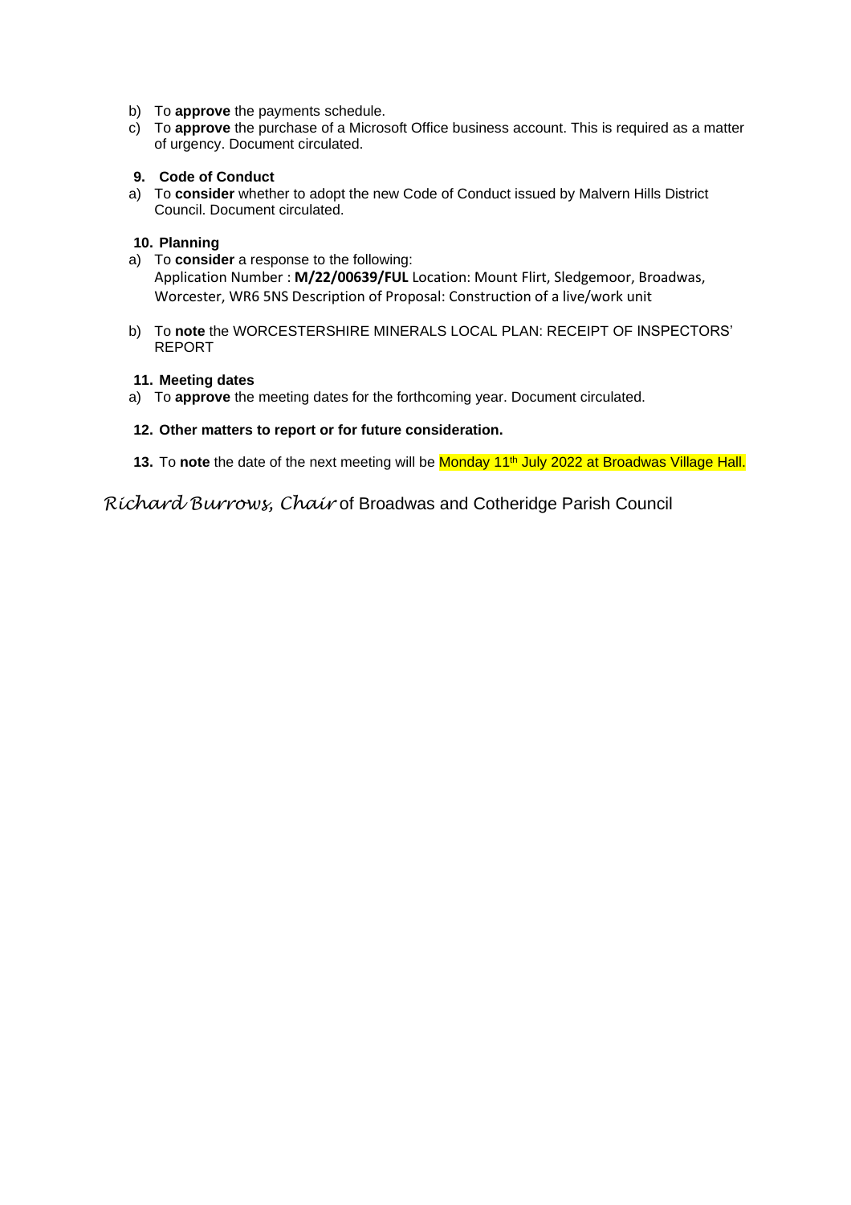b) To **approve** the payments schedule.
c) To **approve** the purchase of a Microsoft Office business account. This is required as a matter of urgency. Document circulated.

**9. Code of Conduct**

a) To **consider** whether to adopt the new Code of Conduct issued by Malvern Hills District Council. Document circulated.

**10. Planning**

a) To **consider** a response to the following:
Application Number : **M/22/00639/FUL** Location: Mount Flirt, Sledgemoor, Broadwas, Worcester, WR6 5NS Description of Proposal: Construction of a live/work unit

b) To **note** the WORCESTERSHIRE MINERALS LOCAL PLAN: RECEIPT OF INSPECTORS' REPORT

**11. Meeting dates**

a) To **approve** the meeting dates for the forthcoming year. Document circulated.

**12. Other matters to report or for future consideration.**

**13.** To **note** the date of the next meeting will be Monday 11th July 2022 at Broadwas Village Hall.

*Richard Burrows, Chair* of Broadwas and Cotheridge Parish Council